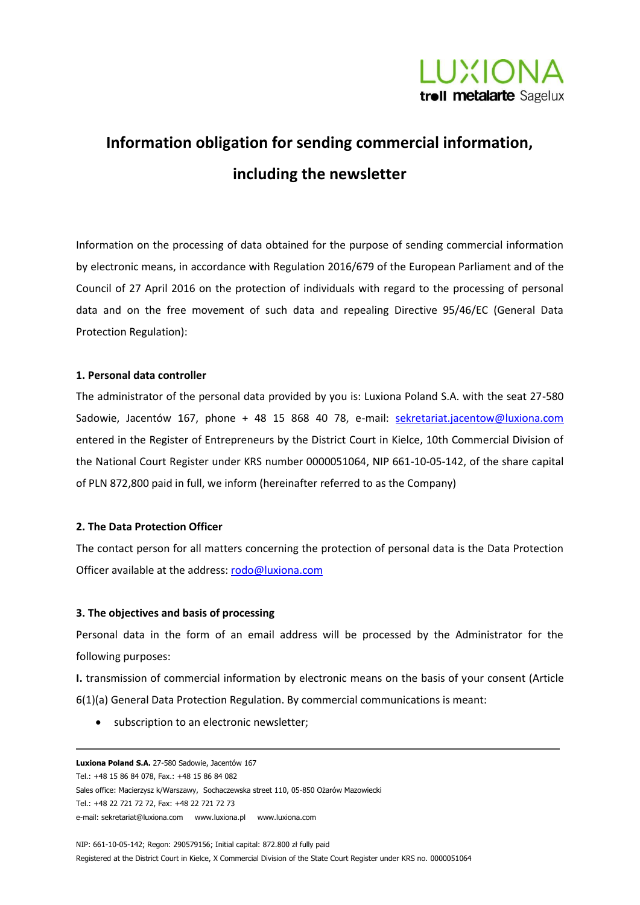# Information obligation for sending commercial information, including the newsletter

Information on the processing of data obtained for the purpose of sending commercial information by electronic means, in accordance with Regulation 2016/679 of the European Parliament and of the Council of 27 April 2016 on the protection of individuals with regard to the processing of personal data and on the free movement of such data and repealing Directive 95/46/EC (General Data Protection Regulation):

**1. Personal data controller**

The administrator of the personal data provided by you is: Luxiona Poland S.A. with the seat 27-580 Sadowie, Jacentów 167, phone + 48 15 868 40 78, e-mail: sekretariat.jacentow@luxiona.com entered in the Register of Entrepreneurs by the District Court in Kielce, 10th Commercial Division of the National Court Register under KRS number 0000051064, NIP 661-10-05-142, of the share capital of PLN 872,800 paid in full, we inform (hereinafter referred to as the Company)

**2. The Data Protection Officer**

The contact person for all matters concerning the protection of personal data is the Data Protection Officer available at the address: rodo@luxiona.com

**3. The objectives and basis of processing**

Personal data in the form of an email address will be processed by the Administrator for the following purposes:

**I.** transmission of commercial information by electronic means on the basis of your consent (Article 6(1)(a) General Data Protection Regulation. By commercial communications is meant:

- subscription to an electronic newsletter;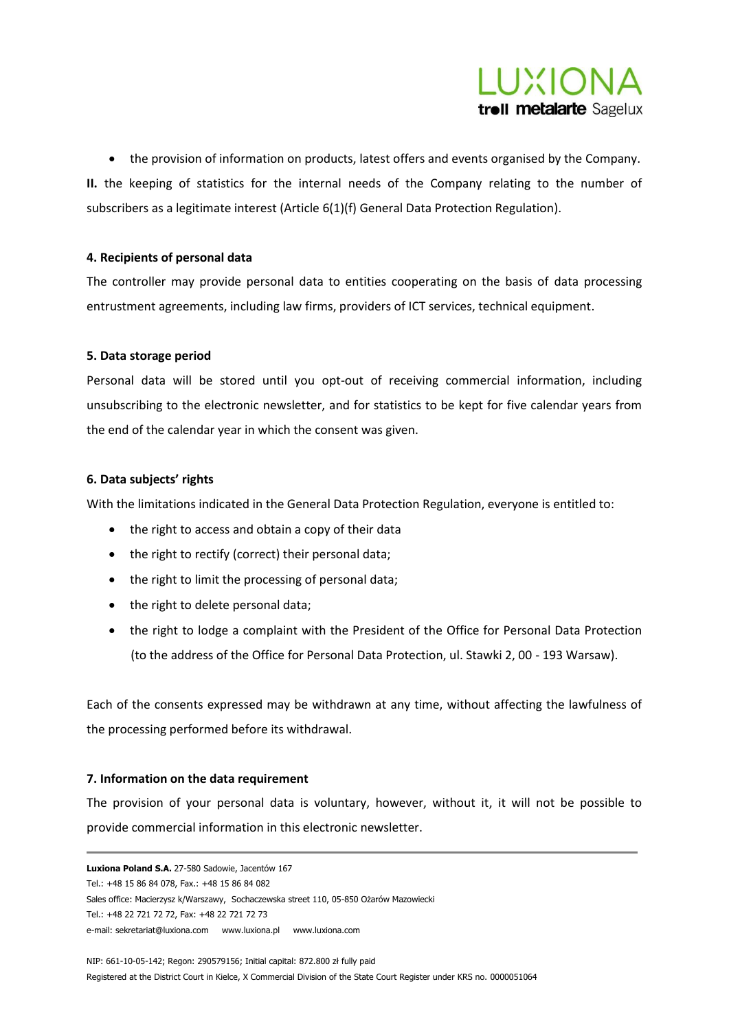- the provision of information on products, latest offers and events organised by the Company.

**II.** the keeping of statistics for the internal needs of the Company relating to the number of subscribers as a legitimate interest (Article 6(1)(f) General Data Protection Regulation).

**4. Recipients of personal data**

The controller may provide personal data to entities cooperating on the basis of data processing entrustment agreements, including law firms, providers of ICT services, technical equipment.

**5. Data storage period**

Personal data will be stored until you opt-out of receiving commercial information, including unsubscribing to the electronic newsletter, and for statistics to be kept for five calendar years from the end of the calendar year in which the consent was given.

**6. Data subjects' rights**

With the limitations indicated in the General Data Protection Regulation, everyone is entitled to:

- the right to access and obtain a copy of their data
- the right to rectify (correct) their personal data;
- the right to limit the processing of personal data;
- the right to delete personal data;
- the right to lodge a complaint with the President of the Office for Personal Data Protection (to the address of the Office for Personal Data Protection, ul. Stawki 2, 00 - 193 Warsaw).

Each of the consents expressed may be withdrawn at any time, without affecting the lawfulness of the processing performed before its withdrawal.

**7. Information on the data requirement**

The provision of your personal data is voluntary, however, without it, it will not be possible to provide commercial information in this electronic newsletter.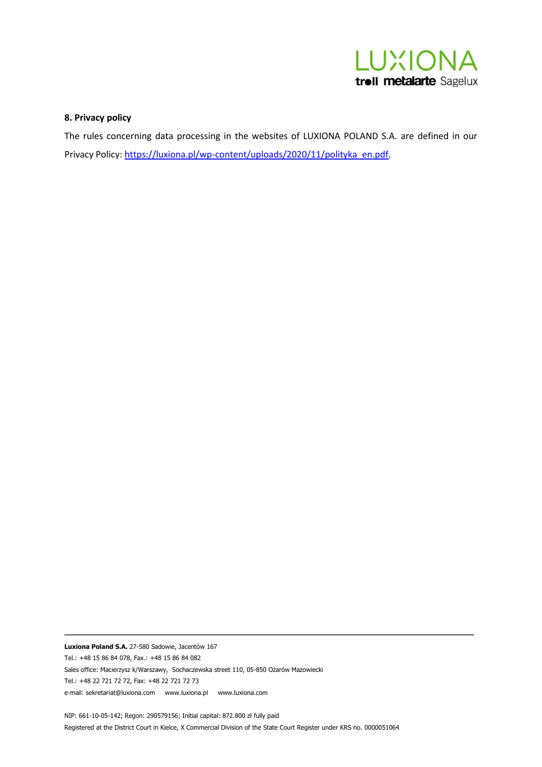## 8. Privacy policy

The rules concerning data processing in the websites of LUXIONA POLAND S.A. are defined in our Privacy Policy: https://luxiona.pl/wp-content/uploads/2020/11/polityka_en.pdf.